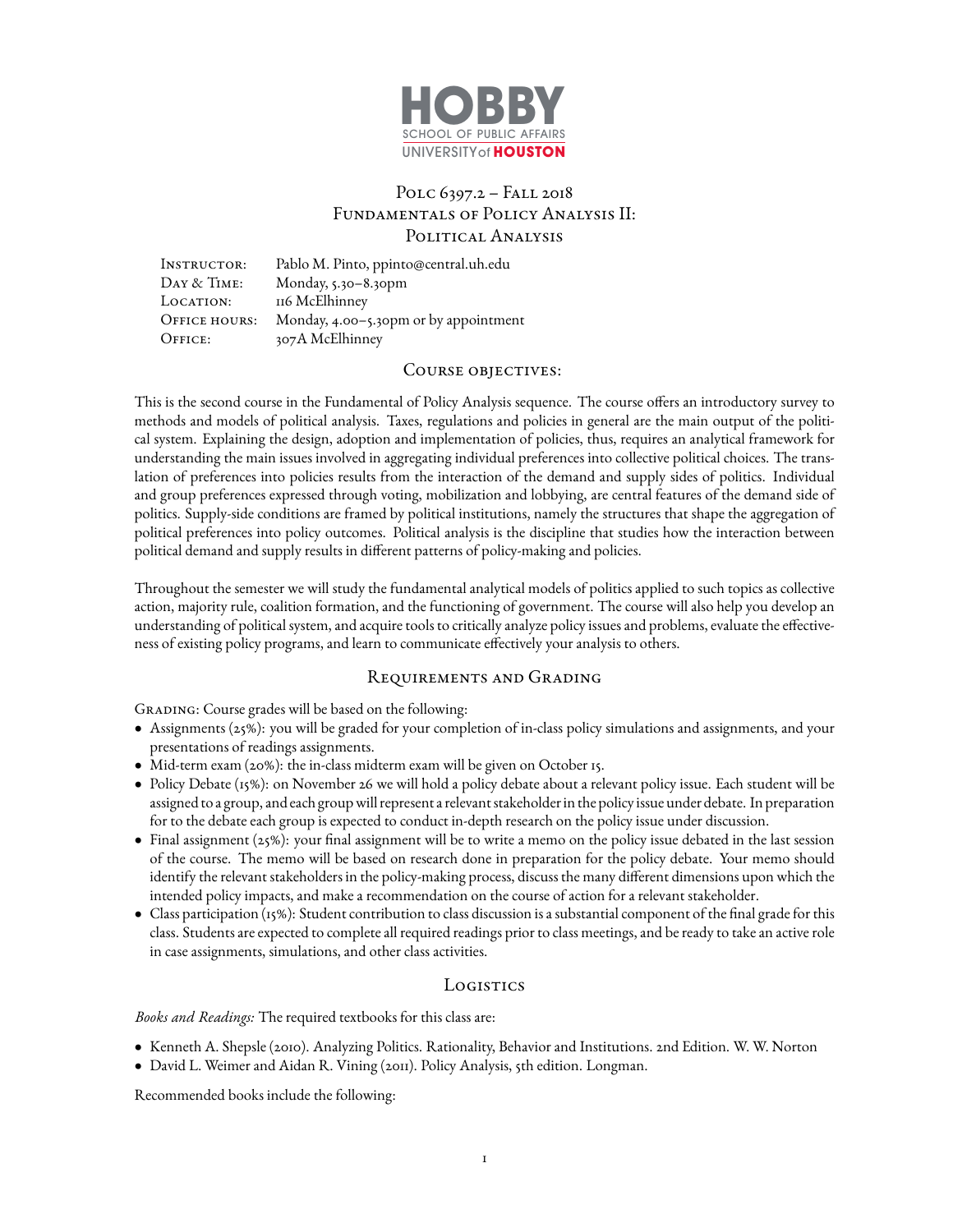HOBBY
SCHOOL OF PUBLIC AFFAIRS
UNIVERSITY of HOUSTON

# POLC 6397.2 – FALL 2018
# FUNDAMENTALS OF POLICY ANALYSIS II: POLITICAL ANALYSIS

| | |
|---|---|
| INSTRUCTOR: | Pablo M. Pinto, ppinto@central.uh.edu |
| DAY & TIME: | Monday, 5.30–8.30pm |
| LOCATION: | 116 McElhinney |
| OFFICE HOURS: | Monday, 4.00–5.30pm or by appointment |
| OFFICE: | 307A McElhinney |

## COURSE OBJECTIVES:

This is the second course in the Fundamental of Policy Analysis sequence. The course offers an introductory survey to methods and models of political analysis. Taxes, regulations and policies in general are the main output of the political system. Explaining the design, adoption and implementation of policies, thus, requires an analytical framework for understanding the main issues involved in aggregating individual preferences into collective political choices. The translation of preferences into policies results from the interaction of the demand and supply sides of politics. Individual and group preferences expressed through voting, mobilization and lobbying, are central features of the demand side of politics. Supply-side conditions are framed by political institutions, namely the structures that shape the aggregation of political preferences into policy outcomes. Political analysis is the discipline that studies how the interaction between political demand and supply results in different patterns of policy-making and policies.

Throughout the semester we will study the fundamental analytical models of politics applied to such topics as collective action, majority rule, coalition formation, and the functioning of government. The course will also help you develop an understanding of political system, and acquire tools to critically analyze policy issues and problems, evaluate the effectiveness of existing policy programs, and learn to communicate effectively your analysis to others.

## REQUIREMENTS AND GRADING

GRADING: Course grades will be based on the following:

- Assignments (25%): you will be graded for your completion of in-class policy simulations and assignments, and your presentations of readings assignments.
- Mid-term exam (20%): the in-class midterm exam will be given on October 15.
- Policy Debate (15%): on November 26 we will hold a policy debate about a relevant policy issue. Each student will be assigned to a group, and each group will represent a relevant stakeholder in the policy issue under debate. In preparation for to the debate each group is expected to conduct in-depth research on the policy issue under discussion.
- Final assignment (25%): your final assignment will be to write a memo on the policy issue debated in the last session of the course. The memo will be based on research done in preparation for the policy debate. Your memo should identify the relevant stakeholders in the policy-making process, discuss the many different dimensions upon which the intended policy impacts, and make a recommendation on the course of action for a relevant stakeholder.
- Class participation (15%): Student contribution to class discussion is a substantial component of the final grade for this class. Students are expected to complete all required readings prior to class meetings, and be ready to take an active role in case assignments, simulations, and other class activities.

## LOGISTICS

*Books and Readings:* The required textbooks for this class are:

- Kenneth A. Shepsle (2010). Analyzing Politics. Rationality, Behavior and Institutions. 2nd Edition. W. W. Norton
- David L. Weimer and Aidan R. Vining (2011). Policy Analysis, 5th edition. Longman.

Recommended books include the following: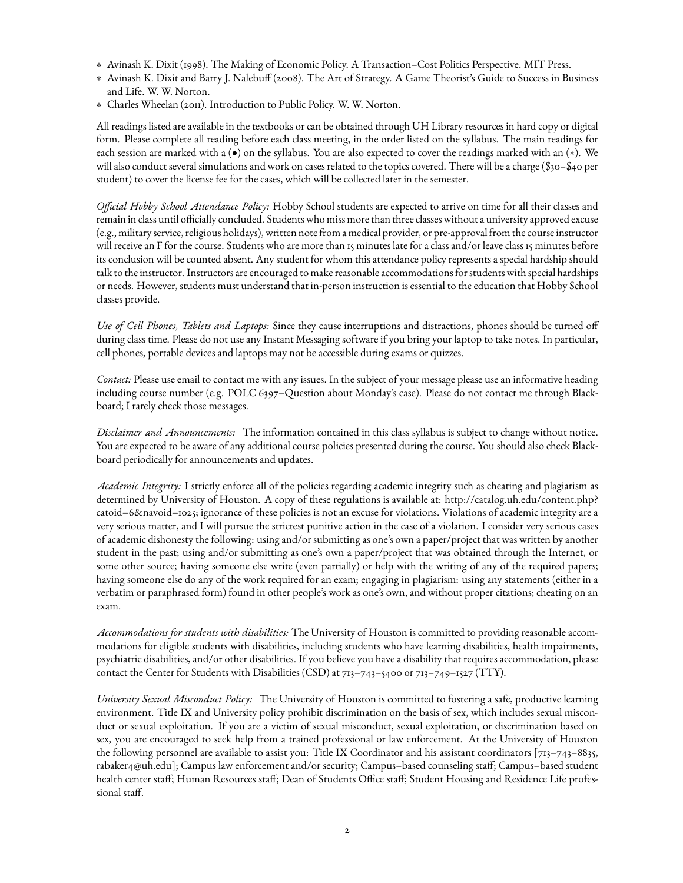* Avinash K. Dixit (1998). The Making of Economic Policy. A Transaction–Cost Politics Perspective. MIT Press.
* Avinash K. Dixit and Barry J. Nalebuff (2008). The Art of Strategy. A Game Theorist's Guide to Success in Business and Life. W. W. Norton.
* Charles Wheelan (2011). Introduction to Public Policy. W. W. Norton.

All readings listed are available in the textbooks or can be obtained through UH Library resources in hard copy or digital form. Please complete all reading before each class meeting, in the order listed on the syllabus. The main readings for each session are marked with a (•) on the syllabus. You are also expected to cover the readings marked with an (*). We will also conduct several simulations and work on cases related to the topics covered. There will be a charge ($30–$40 per student) to cover the license fee for the cases, which will be collected later in the semester.

*Official Hobby School Attendance Policy:* Hobby School students are expected to arrive on time for all their classes and remain in class until officially concluded. Students who miss more than three classes without a university approved excuse (e.g., military service, religious holidays), written note from a medical provider, or pre-approval from the course instructor will receive an F for the course. Students who are more than 15 minutes late for a class and/or leave class 15 minutes before its conclusion will be counted absent. Any student for whom this attendance policy represents a special hardship should talk to the instructor. Instructors are encouraged to make reasonable accommodations for students with special hardships or needs. However, students must understand that in-person instruction is essential to the education that Hobby School classes provide.

*Use of Cell Phones, Tablets and Laptops:* Since they cause interruptions and distractions, phones should be turned off during class time. Please do not use any Instant Messaging software if you bring your laptop to take notes. In particular, cell phones, portable devices and laptops may not be accessible during exams or quizzes.

*Contact:* Please use email to contact me with any issues. In the subject of your message please use an informative heading including course number (e.g. POLC 6397–Question about Monday's case). Please do not contact me through Blackboard; I rarely check those messages.

*Disclaimer and Announcements:* The information contained in this class syllabus is subject to change without notice. You are expected to be aware of any additional course policies presented during the course. You should also check Blackboard periodically for announcements and updates.

*Academic Integrity:* I strictly enforce all of the policies regarding academic integrity such as cheating and plagiarism as determined by University of Houston. A copy of these regulations is available at: http://catalog.uh.edu/content.php?catoid=6&navoid=1025; ignorance of these policies is not an excuse for violations. Violations of academic integrity are a very serious matter, and I will pursue the strictest punitive action in the case of a violation. I consider very serious cases of academic dishonesty the following: using and/or submitting as one's own a paper/project that was written by another student in the past; using and/or submitting as one's own a paper/project that was obtained through the Internet, or some other source; having someone else write (even partially) or help with the writing of any of the required papers; having someone else do any of the work required for an exam; engaging in plagiarism: using any statements (either in a verbatim or paraphrased form) found in other people's work as one's own, and without proper citations; cheating on an exam.

*Accommodations for students with disabilities:* The University of Houston is committed to providing reasonable accommodations for eligible students with disabilities, including students who have learning disabilities, health impairments, psychiatric disabilities, and/or other disabilities. If you believe you have a disability that requires accommodation, please contact the Center for Students with Disabilities (CSD) at 713–743–5400 or 713–749–1527 (TTY).

*University Sexual Misconduct Policy:* The University of Houston is committed to fostering a safe, productive learning environment. Title IX and University policy prohibit discrimination on the basis of sex, which includes sexual misconduct or sexual exploitation. If you are a victim of sexual misconduct, sexual exploitation, or discrimination based on sex, you are encouraged to seek help from a trained professional or law enforcement. At the University of Houston the following personnel are available to assist you: Title IX Coordinator and his assistant coordinators [713–743–8835, rabaker4@uh.edu]; Campus law enforcement and/or security; Campus–based counseling staff; Campus–based student health center staff; Human Resources staff; Dean of Students Office staff; Student Housing and Residence Life professional staff.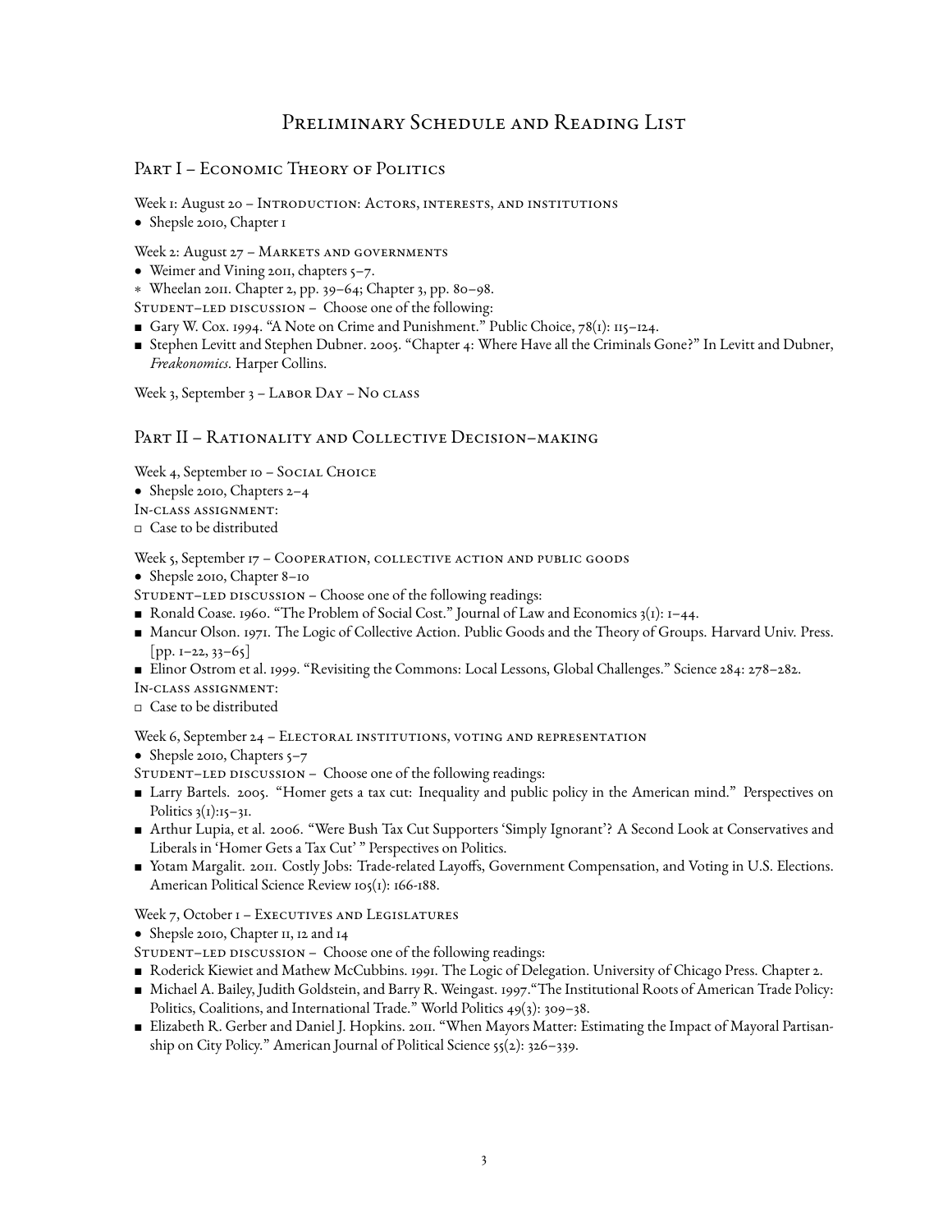# Preliminary Schedule and Reading List

## Part I – Economic Theory of Politics

Week 1: August 20 – Introduction: Actors, interests, and institutions

- Shepsle 2010, Chapter 1

Week 2: August 27 – Markets and governments

- Weimer and Vining 2011, chapters 5–7.
- ∗ Wheelan 2011. Chapter 2, pp. 39–64; Chapter 3, pp. 80–98.

Student–led discussion – Choose one of the following:

- ■ Gary W. Cox. 1994. "A Note on Crime and Punishment." Public Choice, 78(1): 115–124.
- ■ Stephen Levitt and Stephen Dubner. 2005. "Chapter 4: Where Have all the Criminals Gone?" In Levitt and Dubner, *Freakonomics*. Harper Collins.

Week 3, September 3 – Labor Day – No class

## Part II – Rationality and Collective Decision–making

Week 4, September 10 – Social Choice

- Shepsle 2010, Chapters 2–4

In-class assignment:

- □ Case to be distributed

Week 5, September 17 – Cooperation, collective action and public goods

- Shepsle 2010, Chapter 8–10

Student–led discussion – Choose one of the following readings:

- ■ Ronald Coase. 1960. "The Problem of Social Cost." Journal of Law and Economics 3(1): 1–44.
- ■ Mancur Olson. 1971. The Logic of Collective Action. Public Goods and the Theory of Groups. Harvard Univ. Press. [pp. 1–22, 33–65]
- ■ Elinor Ostrom et al. 1999. "Revisiting the Commons: Local Lessons, Global Challenges." Science 284: 278–282.

In-class assignment:

- □ Case to be distributed

Week 6, September 24 – Electoral institutions, voting and representation

- Shepsle 2010, Chapters 5–7

Student–led discussion – Choose one of the following readings:

- ■ Larry Bartels. 2005. "Homer gets a tax cut: Inequality and public policy in the American mind." Perspectives on Politics 3(1):15–31.
- ■ Arthur Lupia, et al. 2006. "Were Bush Tax Cut Supporters 'Simply Ignorant'? A Second Look at Conservatives and Liberals in 'Homer Gets a Tax Cut' " Perspectives on Politics.
- ■ Yotam Margalit. 2011. Costly Jobs: Trade-related Layoffs, Government Compensation, and Voting in U.S. Elections. American Political Science Review 105(1): 166-188.

Week 7, October 1 – Executives and Legislatures

- Shepsle 2010, Chapter 11, 12 and 14

Student–led discussion – Choose one of the following readings:

- ■ Roderick Kiewiet and Mathew McCubbins. 1991. The Logic of Delegation. University of Chicago Press. Chapter 2.
- ■ Michael A. Bailey, Judith Goldstein, and Barry R. Weingast. 1997."The Institutional Roots of American Trade Policy: Politics, Coalitions, and International Trade." World Politics 49(3): 309–38.
- ■ Elizabeth R. Gerber and Daniel J. Hopkins. 2011. "When Mayors Matter: Estimating the Impact of Mayoral Partisanship on City Policy." American Journal of Political Science 55(2): 326–339.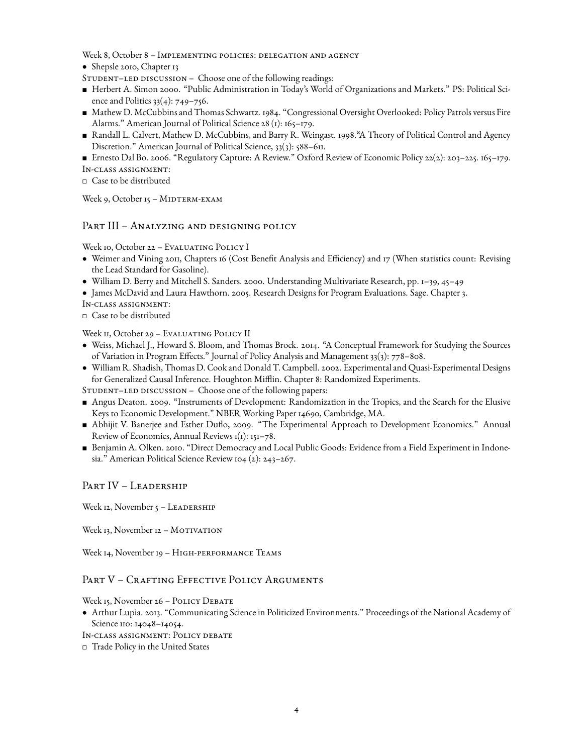Week 8, October 8 – Implementing policies: delegation and agency

- Shepsle 2010, Chapter 13

Student–led discussion – Choose one of the following readings:

- Herbert A. Simon 2000. "Public Administration in Today's World of Organizations and Markets." PS: Political Science and Politics 33(4): 749–756.
- Mathew D. McCubbins and Thomas Schwartz. 1984. "Congressional Oversight Overlooked: Policy Patrols versus Fire Alarms." American Journal of Political Science 28 (1): 165–179.
- Randall L. Calvert, Mathew D. McCubbins, and Barry R. Weingast. 1998."A Theory of Political Control and Agency Discretion." American Journal of Political Science, 33(3): 588–611.
- Ernesto Dal Bo. 2006. "Regulatory Capture: A Review." Oxford Review of Economic Policy 22(2): 203–225. 165–179.

In-class assignment:

- Case to be distributed

Week 9, October 15 – Midterm-exam

## Part III – Analyzing and designing policy

Week 10, October 22 – Evaluating Policy I

- Weimer and Vining 2011, Chapters 16 (Cost Benefit Analysis and Efficiency) and 17 (When statistics count: Revising the Lead Standard for Gasoline).
- William D. Berry and Mitchell S. Sanders. 2000. Understanding Multivariate Research, pp. 1–39, 45–49
- James McDavid and Laura Hawthorn. 2005. Research Designs for Program Evaluations. Sage. Chapter 3.

In-class assignment:

- Case to be distributed

Week 11, October 29 – Evaluating Policy II

- Weiss, Michael J., Howard S. Bloom, and Thomas Brock. 2014. "A Conceptual Framework for Studying the Sources of Variation in Program Effects." Journal of Policy Analysis and Management 33(3): 778–808.
- William R. Shadish, Thomas D. Cook and Donald T. Campbell. 2002. Experimental and Quasi-Experimental Designs for Generalized Causal Inference. Houghton Mifflin. Chapter 8: Randomized Experiments.

Student–led discussion – Choose one of the following papers:

- Angus Deaton. 2009. "Instruments of Development: Randomization in the Tropics, and the Search for the Elusive Keys to Economic Development." NBER Working Paper 14690, Cambridge, MA.
- Abhijit V. Banerjee and Esther Duflo, 2009. "The Experimental Approach to Development Economics." Annual Review of Economics, Annual Reviews 1(1): 151–78.
- Benjamin A. Olken. 2010. "Direct Democracy and Local Public Goods: Evidence from a Field Experiment in Indonesia." American Political Science Review 104 (2): 243–267.

## Part IV – Leadership

Week 12, November 5 – Leadership

Week 13, November 12 – Motivation

Week 14, November 19 – High-performance Teams

## Part V – Crafting Effective Policy Arguments

Week 15, November 26 – Policy Debate

- Arthur Lupia. 2013. "Communicating Science in Politicized Environments." Proceedings of the National Academy of Science 110: 14048–14054.

In-class assignment: Policy debate

- Trade Policy in the United States